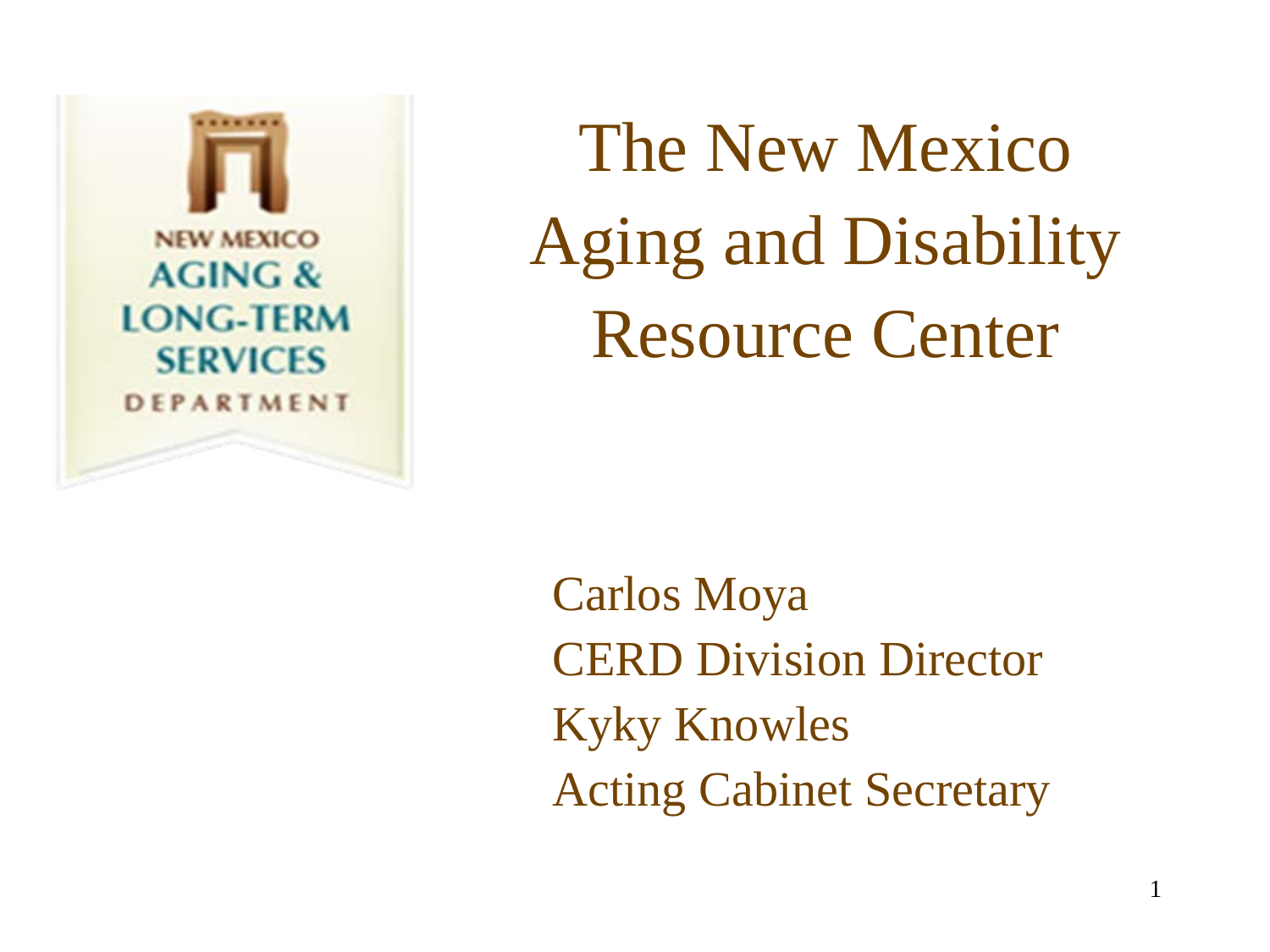NEW MEXICO
AGING &
LONG-TERM
SERVICES
DEPARTMENT

# The New Mexico Aging and Disability Resource Center

Carlos Moya
CERD Division Director
Kyky Knowles
Acting Cabinet Secretary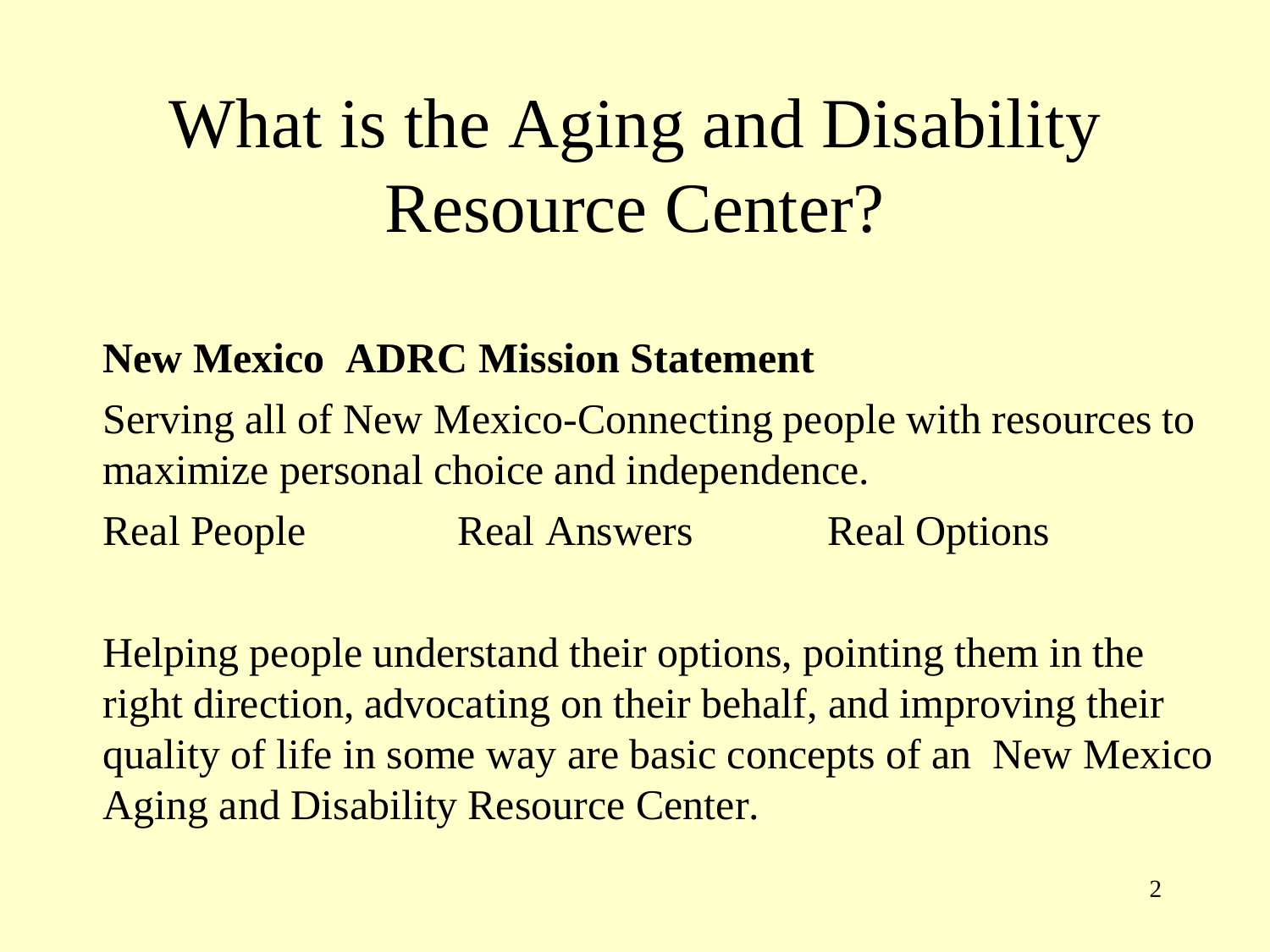# What is the Aging and Disability Resource Center?

**New Mexico ADRC Mission Statement**

Serving all of New Mexico-Connecting people with resources to maximize personal choice and independence.

Real People Real Answers Real Options

Helping people understand their options, pointing them in the right direction, advocating on their behalf, and improving their quality of life in some way are basic concepts of an New Mexico Aging and Disability Resource Center.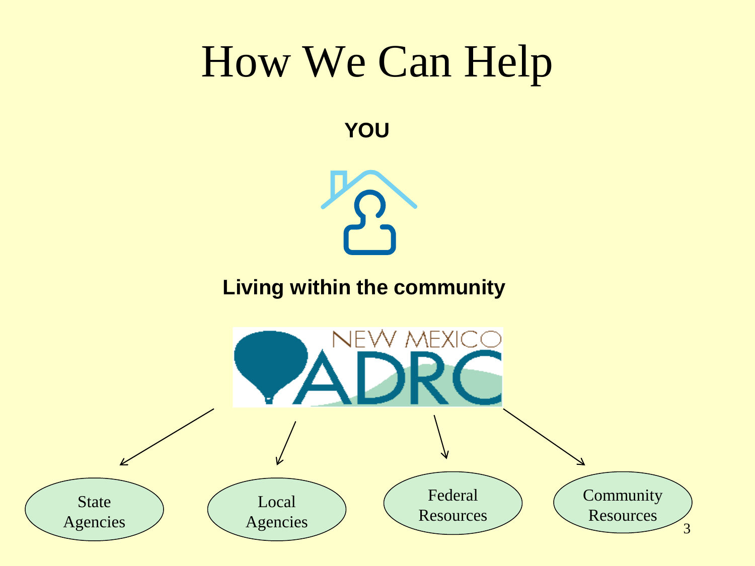# How We Can Help

**YOU**

**Living within the community**

NEW MEXICO ADRC

State Agencies

Local Agencies

Federal Resources

Community Resources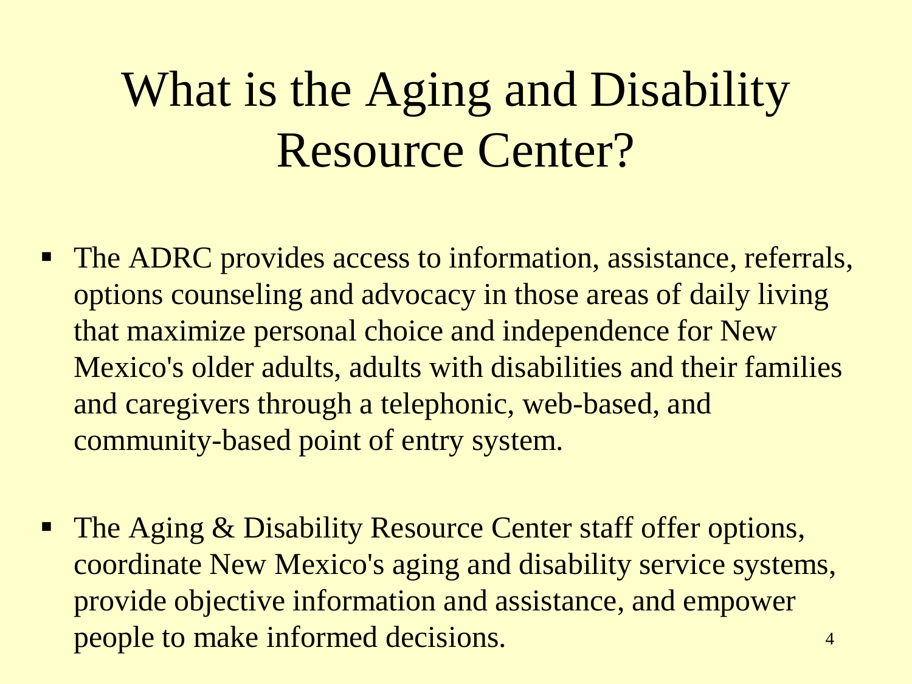# What is the Aging and Disability Resource Center?

- The ADRC provides access to information, assistance, referrals, options counseling and advocacy in those areas of daily living that maximize personal choice and independence for New Mexico's older adults, adults with disabilities and their families and caregivers through a telephonic, web-based, and community-based point of entry system.

- The Aging & Disability Resource Center staff offer options, coordinate New Mexico's aging and disability service systems, provide objective information and assistance, and empower people to make informed decisions.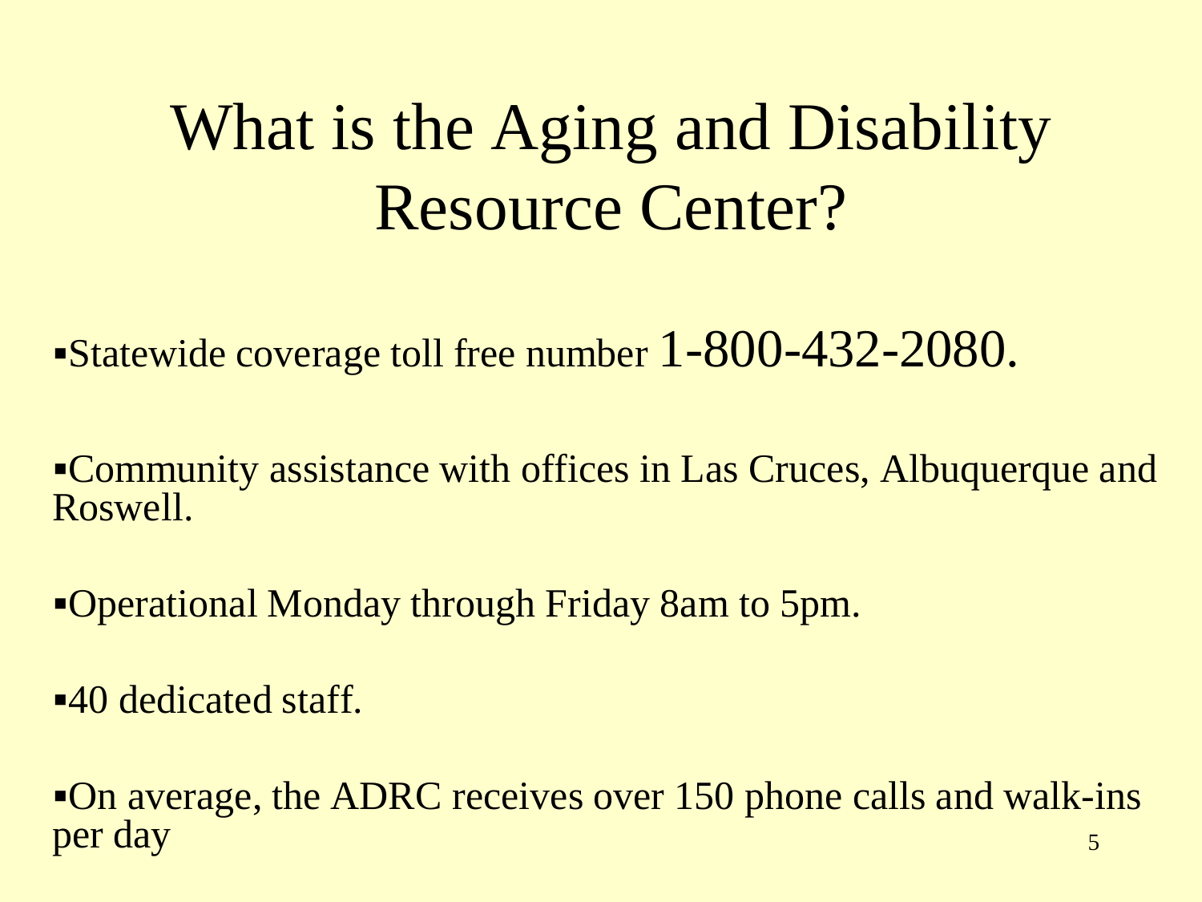# What is the Aging and Disability Resource Center?

- Statewide coverage toll free number 1-800-432-2080.

- Community assistance with offices in Las Cruces, Albuquerque and Roswell.

- Operational Monday through Friday 8am to 5pm.

- 40 dedicated staff.

- On average, the ADRC receives over 150 phone calls and walk-ins per day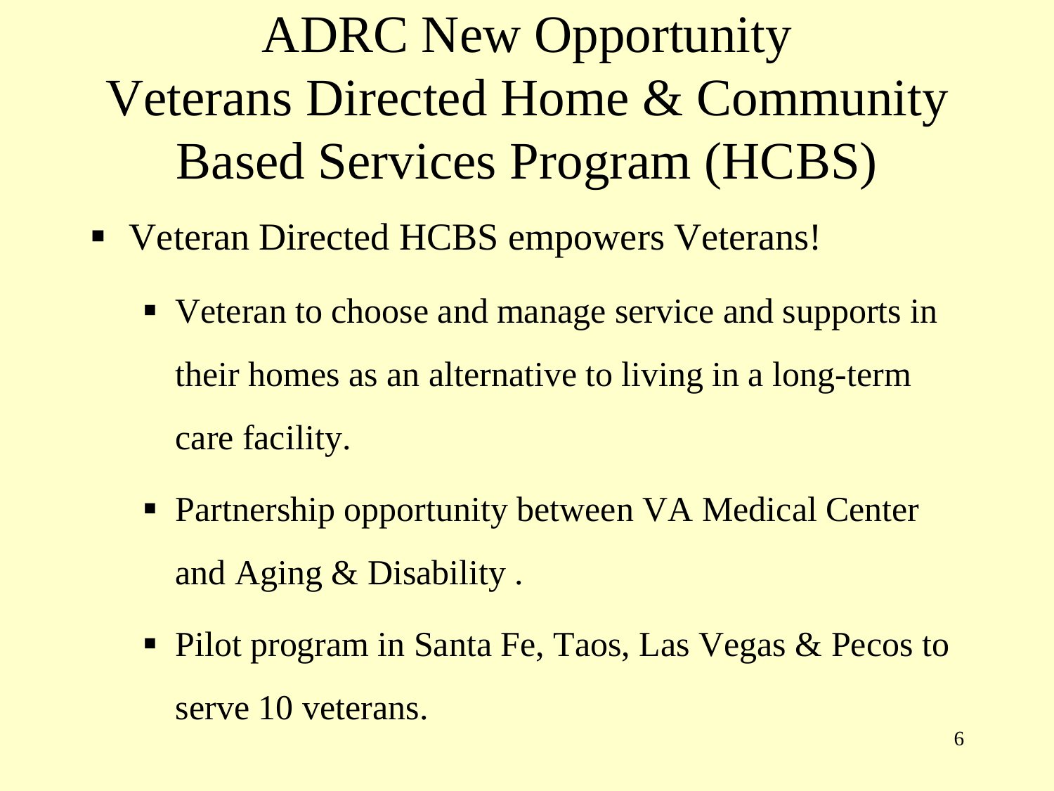# ADRC New Opportunity Veterans Directed Home & Community Based Services Program (HCBS)

- Veteran Directed HCBS empowers Veterans!
  - Veteran to choose and manage service and supports in their homes as an alternative to living in a long-term care facility.
  - Partnership opportunity between VA Medical Center and Aging & Disability .
  - Pilot program in Santa Fe, Taos, Las Vegas & Pecos to serve 10 veterans.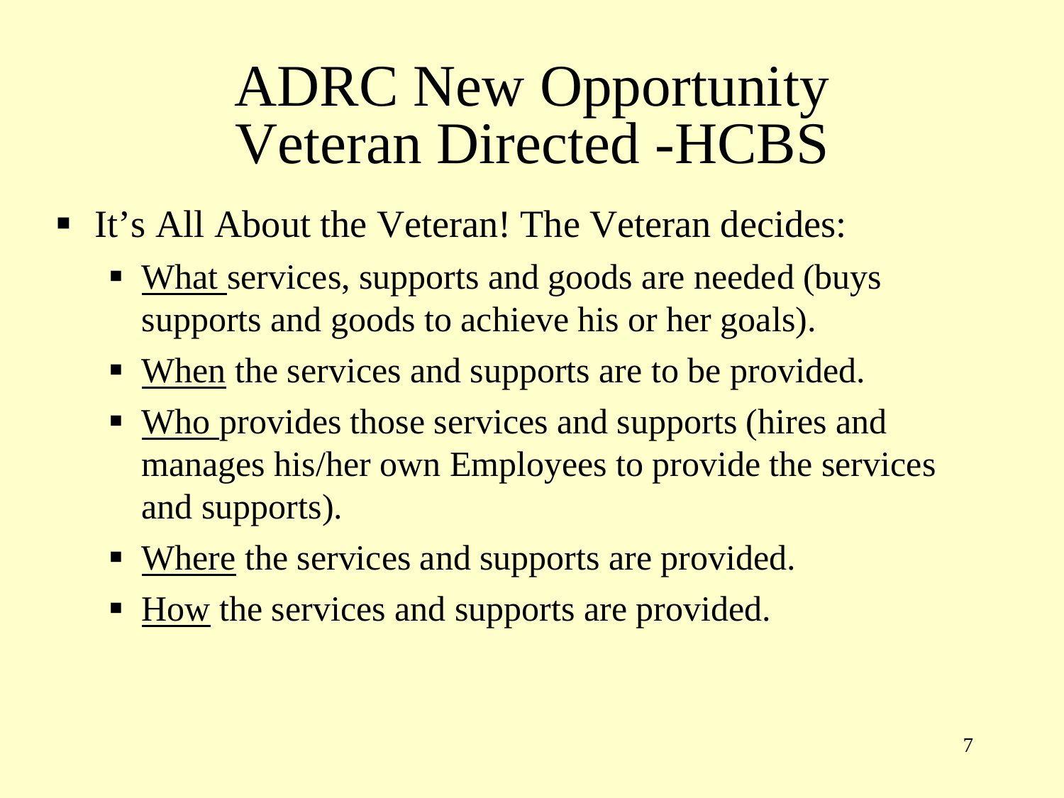# ADRC New Opportunity Veteran Directed -HCBS

- It's All About the Veteran! The Veteran decides:
  - <u>What</u> services, supports and goods are needed (buys supports and goods to achieve his or her goals).
  - <u>When</u> the services and supports are to be provided.
  - <u>Who</u> provides those services and supports (hires and manages his/her own Employees to provide the services and supports).
  - <u>Where</u> the services and supports are provided.
  - <u>How</u> the services and supports are provided.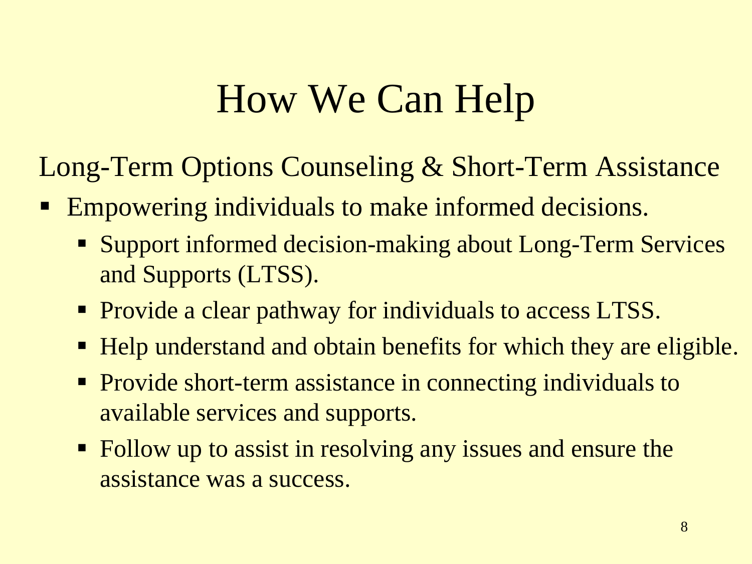# How We Can Help

Long-Term Options Counseling & Short-Term Assistance

- Empowering individuals to make informed decisions.
  - Support informed decision-making about Long-Term Services and Supports (LTSS).
  - Provide a clear pathway for individuals to access LTSS.
  - Help understand and obtain benefits for which they are eligible.
  - Provide short-term assistance in connecting individuals to available services and supports.
  - Follow up to assist in resolving any issues and ensure the assistance was a success.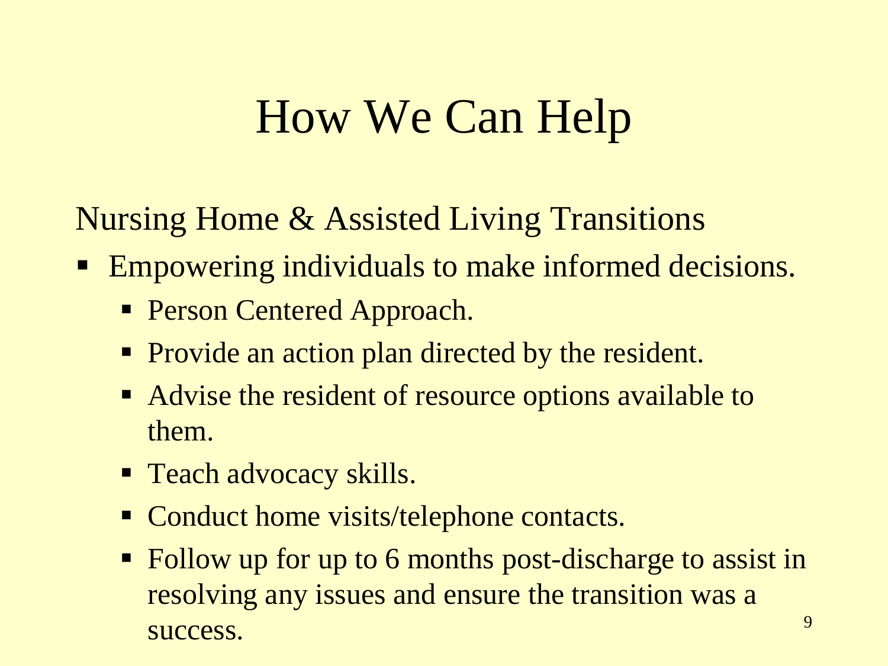# How We Can Help

Nursing Home & Assisted Living Transitions

- Empowering individuals to make informed decisions.
  - Person Centered Approach.
  - Provide an action plan directed by the resident.
  - Advise the resident of resource options available to them.
  - Teach advocacy skills.
  - Conduct home visits/telephone contacts.
  - Follow up for up to 6 months post-discharge to assist in resolving any issues and ensure the transition was a success.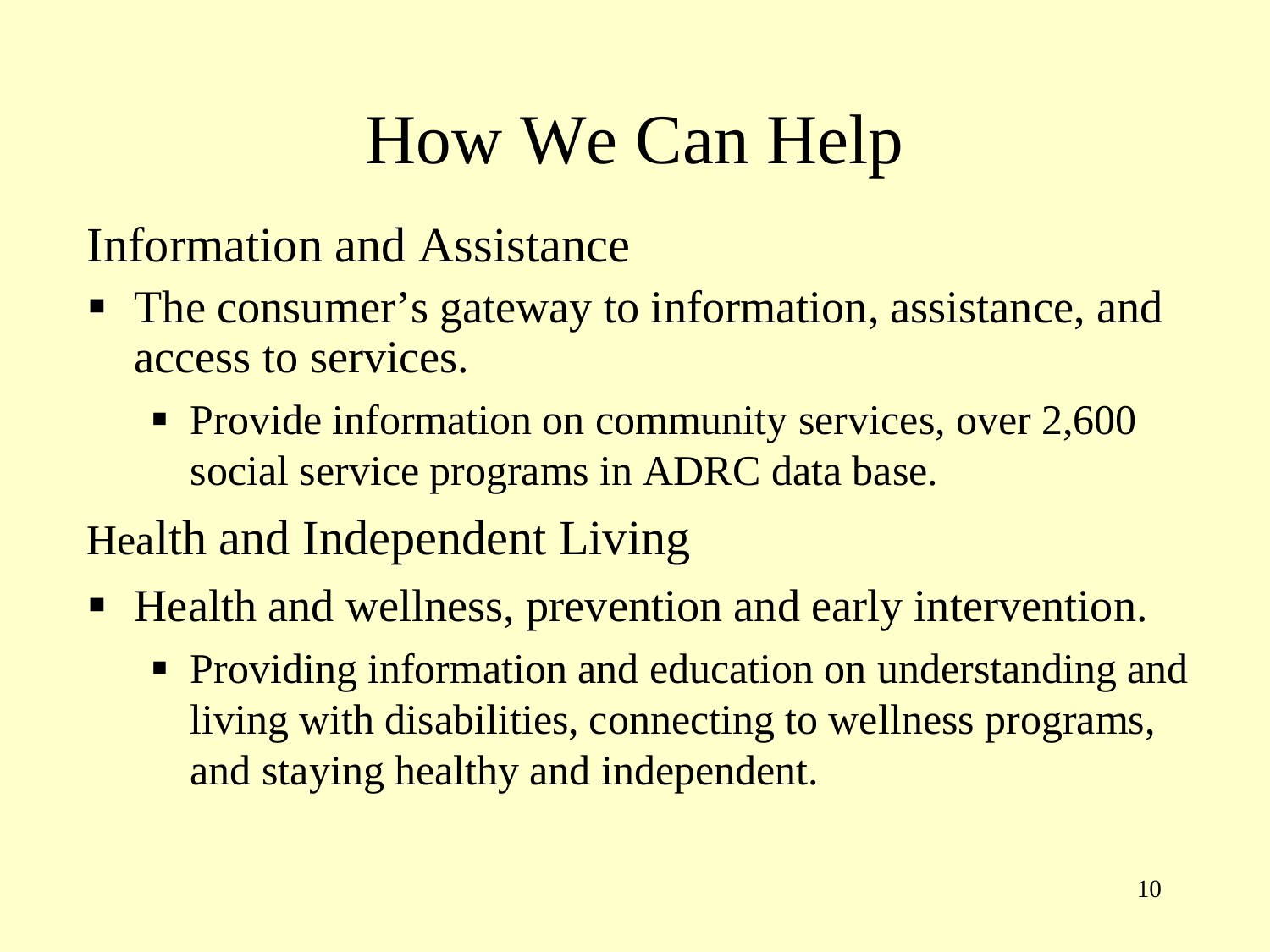# How We Can Help

Information and Assistance

- The consumer's gateway to information, assistance, and access to services.
  - Provide information on community services, over 2,600 social service programs in ADRC data base.

Health and Independent Living

- Health and wellness, prevention and early intervention.
  - Providing information and education on understanding and living with disabilities, connecting to wellness programs, and staying healthy and independent.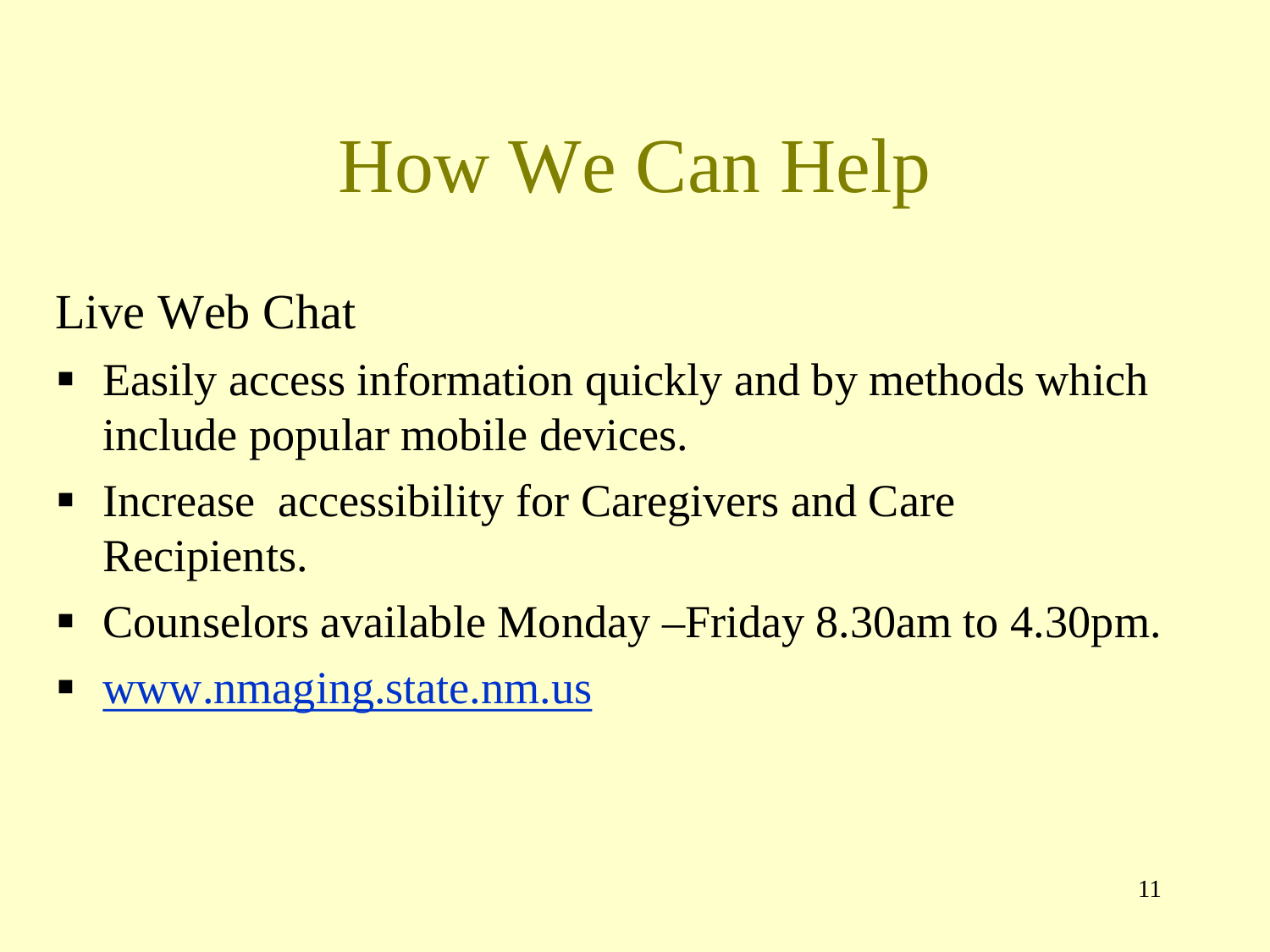# How We Can Help

Live Web Chat

- Easily access information quickly and by methods which include popular mobile devices.
- Increase  accessibility for Caregivers and Care Recipients.
- Counselors available Monday –Friday 8.30am to 4.30pm.
- www.nmaging.state.nm.us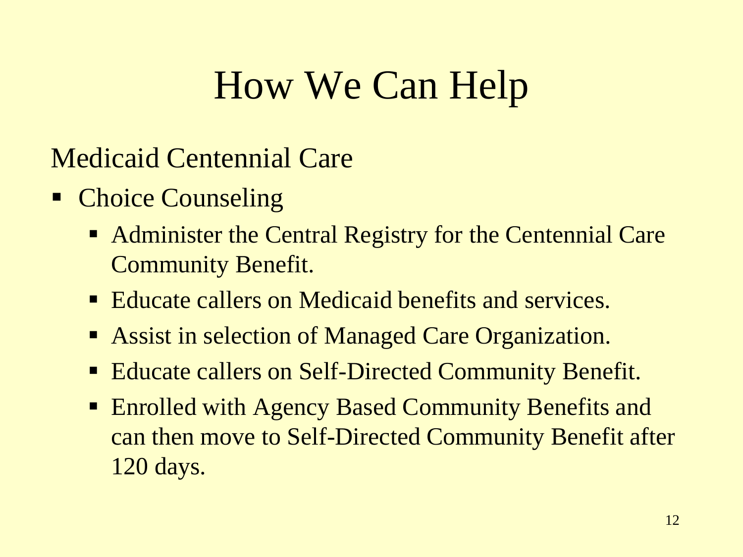# How We Can Help

## Medicaid Centennial Care

- Choice Counseling
  - Administer the Central Registry for the Centennial Care Community Benefit.
  - Educate callers on Medicaid benefits and services.
  - Assist in selection of Managed Care Organization.
  - Educate callers on Self-Directed Community Benefit.
  - Enrolled with Agency Based Community Benefits and can then move to Self-Directed Community Benefit after 120 days.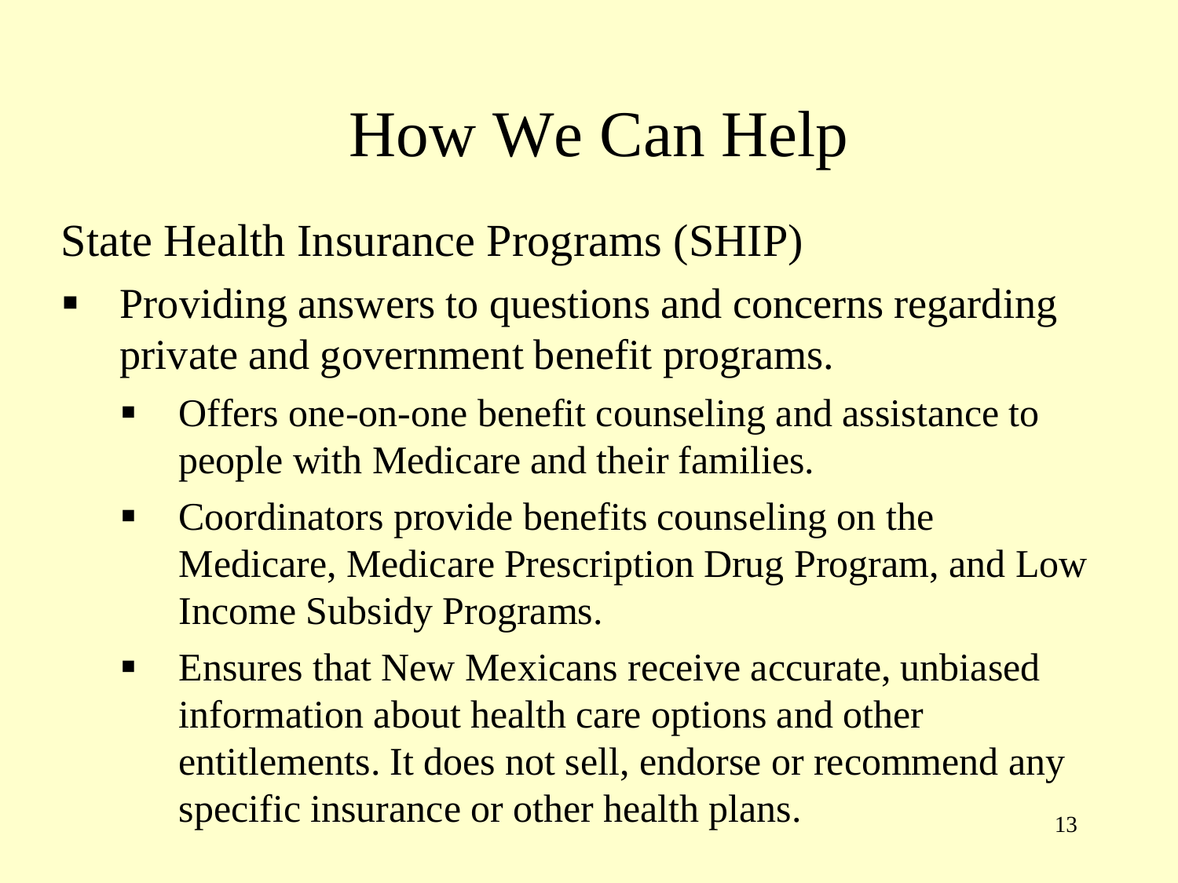# How We Can Help

State Health Insurance Programs (SHIP)

- Providing answers to questions and concerns regarding private and government benefit programs.
  - Offers one-on-one benefit counseling and assistance to people with Medicare and their families.
  - Coordinators provide benefits counseling on the Medicare, Medicare Prescription Drug Program, and Low Income Subsidy Programs.
  - Ensures that New Mexicans receive accurate, unbiased information about health care options and other entitlements. It does not sell, endorse or recommend any specific insurance or other health plans.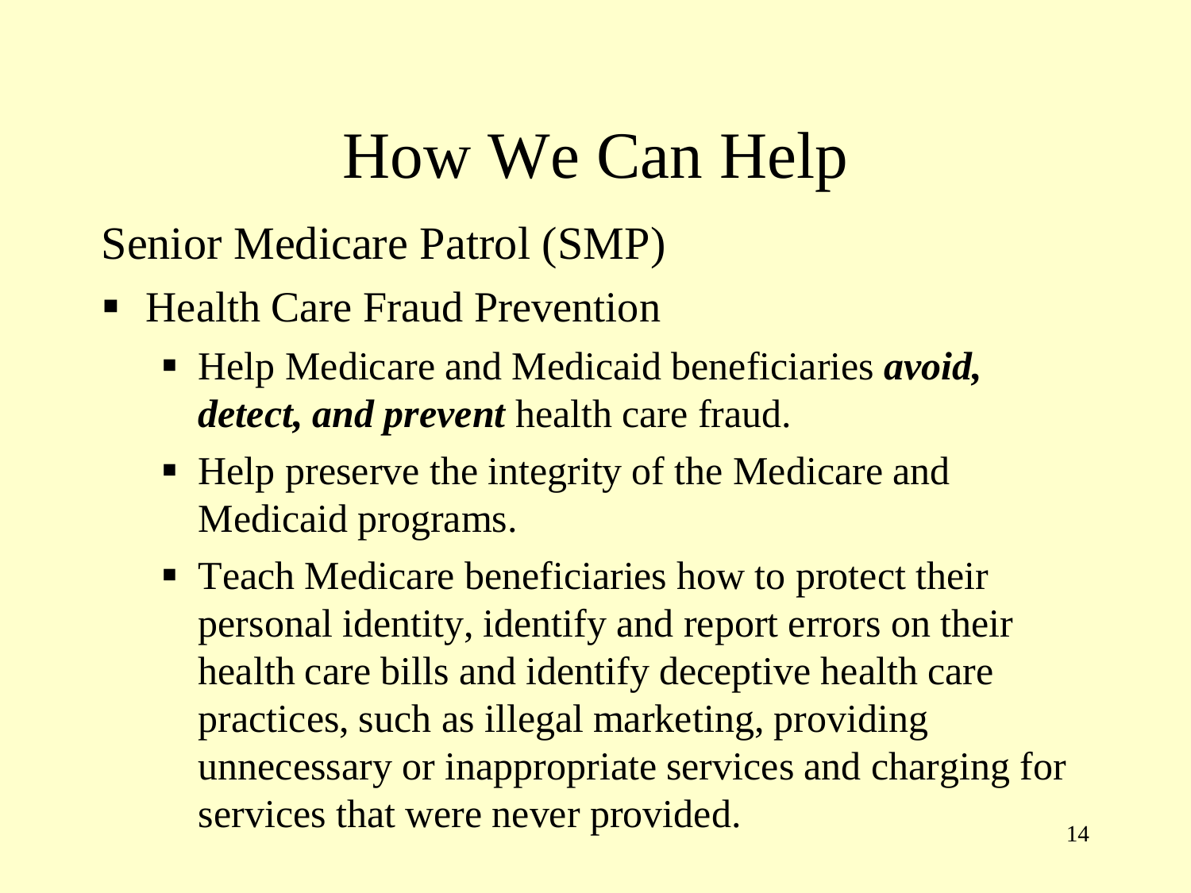# How We Can Help

Senior Medicare Patrol (SMP)

- Health Care Fraud Prevention
  - Help Medicare and Medicaid beneficiaries ***avoid, detect, and prevent*** health care fraud.
  - Help preserve the integrity of the Medicare and Medicaid programs.
  - Teach Medicare beneficiaries how to protect their personal identity, identify and report errors on their health care bills and identify deceptive health care practices, such as illegal marketing, providing unnecessary or inappropriate services and charging for services that were never provided.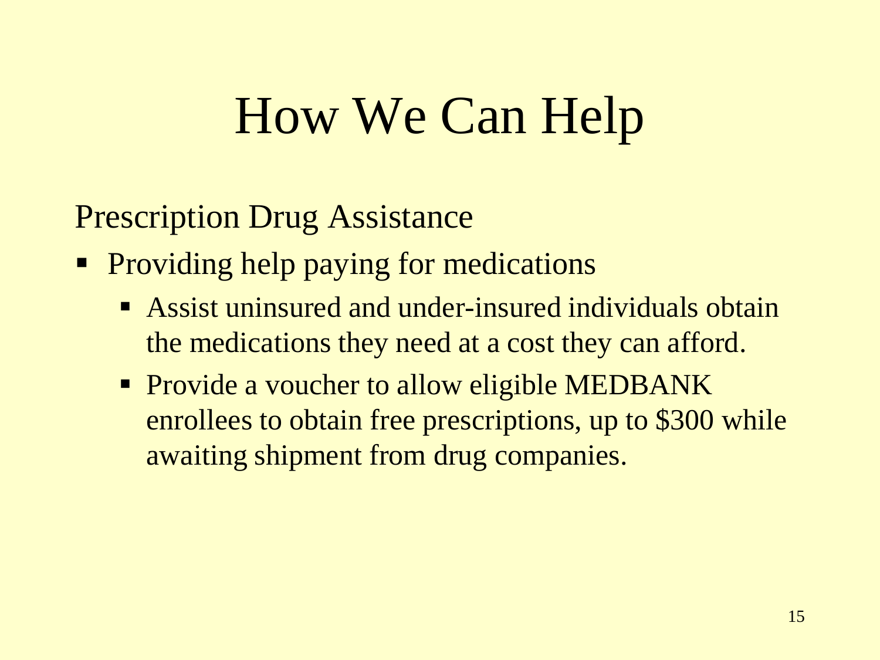# How We Can Help

Prescription Drug Assistance

- Providing help paying for medications
  - Assist uninsured and under-insured individuals obtain the medications they need at a cost they can afford.
  - Provide a voucher to allow eligible MEDBANK enrollees to obtain free prescriptions, up to $300 while awaiting shipment from drug companies.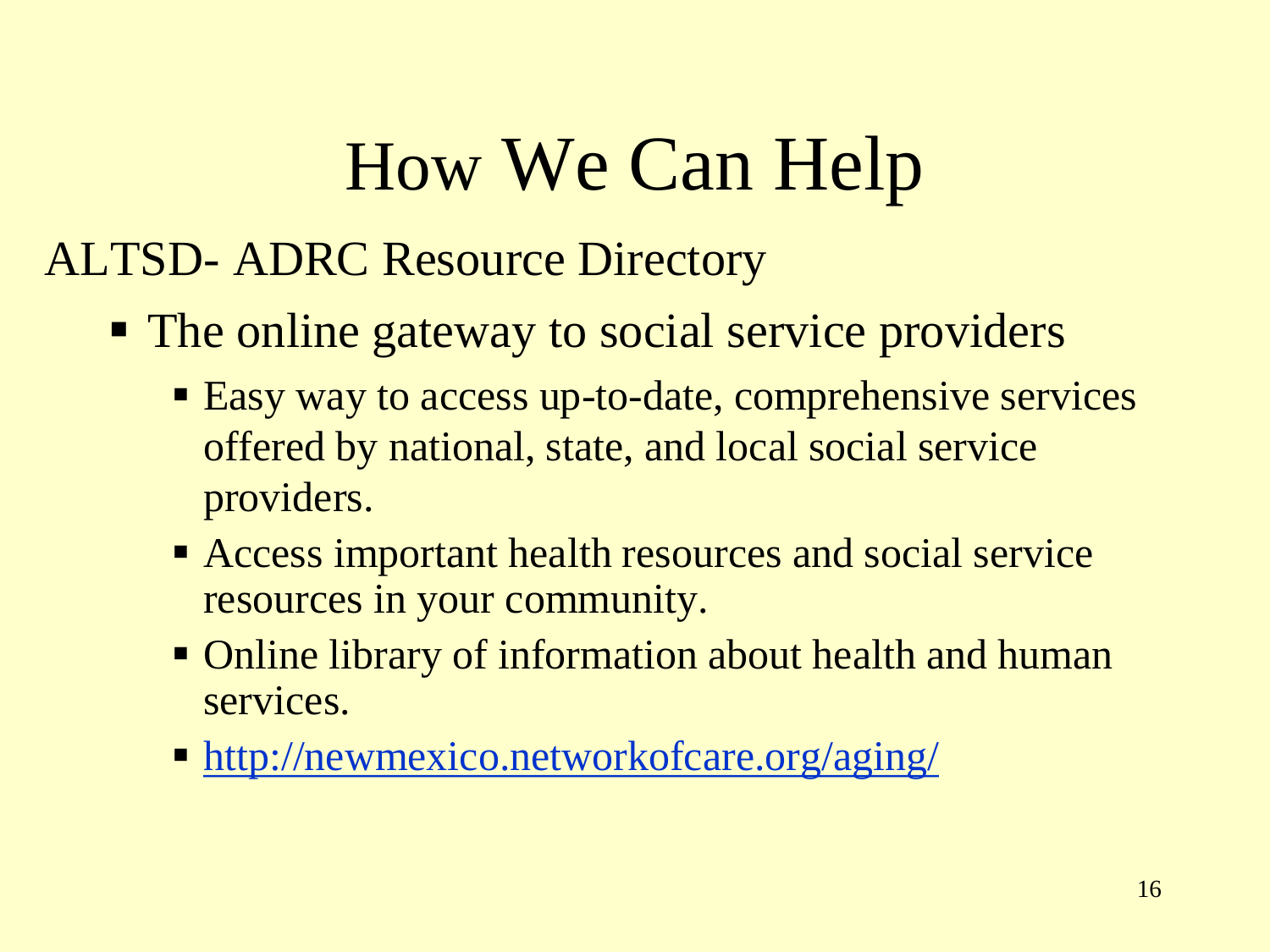# How We Can Help

ALTSD- ADRC Resource Directory

- The online gateway to social service providers
  - Easy way to access up-to-date, comprehensive services offered by national, state, and local social service providers.
  - Access important health resources and social service resources in your community.
  - Online library of information about health and human services.
  - [http://newmexico.networkofcare.org/aging/](http://newmexico.networkofcare.org/aging/)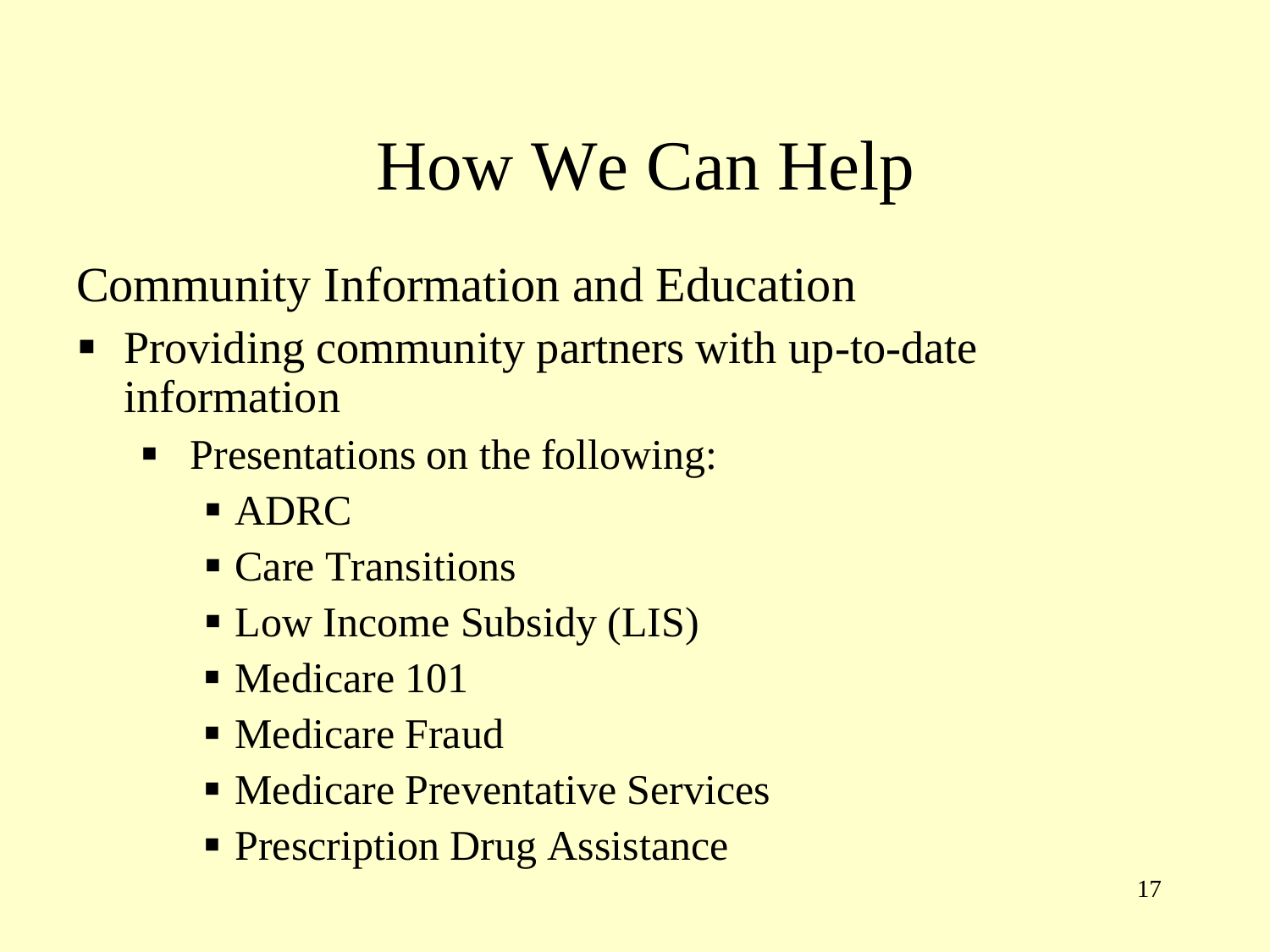# How We Can Help

Community Information and Education

- Providing community partners with up-to-date information
  - Presentations on the following:
    - ADRC
    - Care Transitions
    - Low Income Subsidy (LIS)
    - Medicare 101
    - Medicare Fraud
    - Medicare Preventative Services
    - Prescription Drug Assistance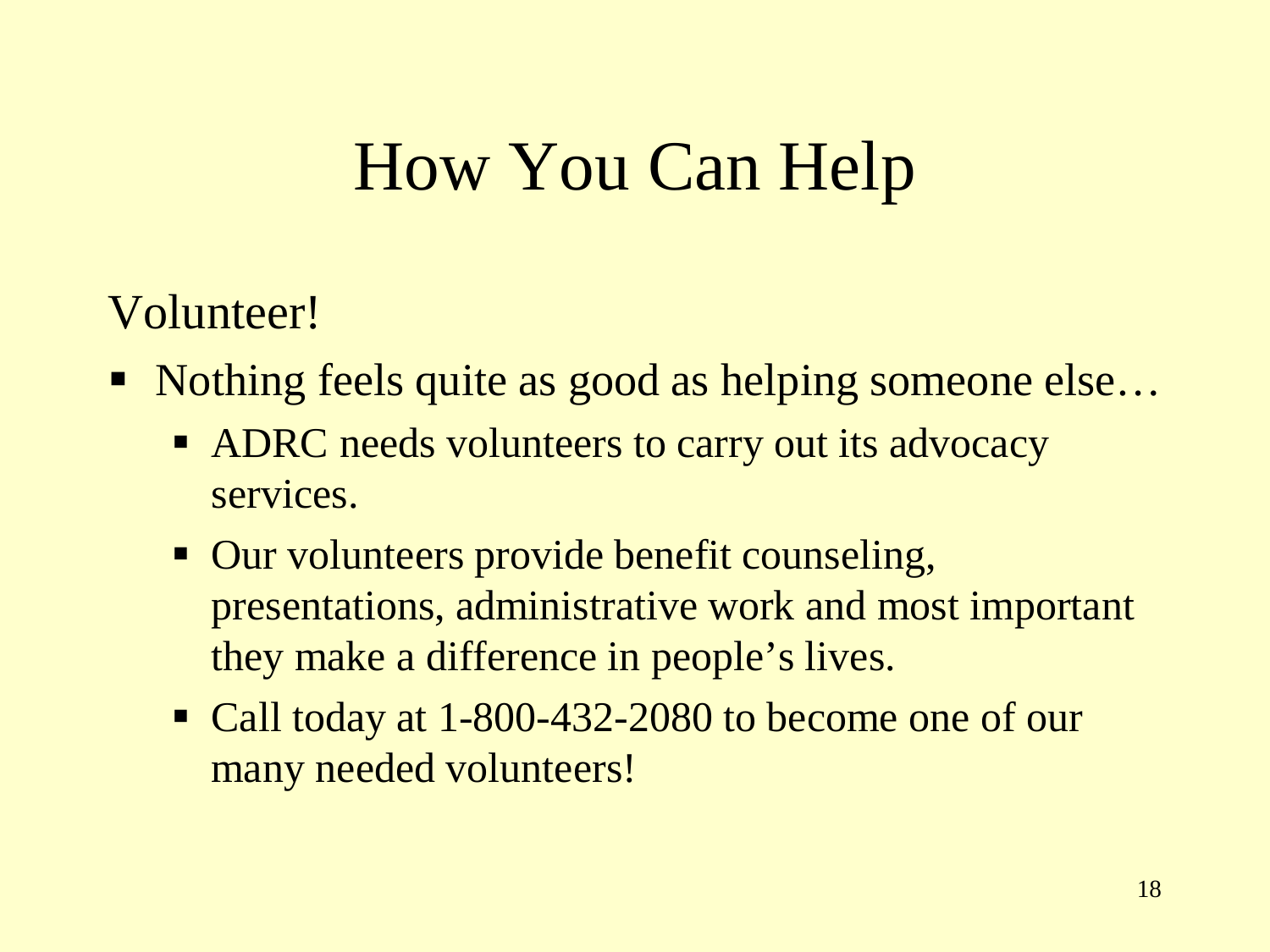# How You Can Help

Volunteer!

- Nothing feels quite as good as helping someone else…
  - ADRC needs volunteers to carry out its advocacy services.
  - Our volunteers provide benefit counseling, presentations, administrative work and most important they make a difference in people's lives.
  - Call today at 1-800-432-2080 to become one of our many needed volunteers!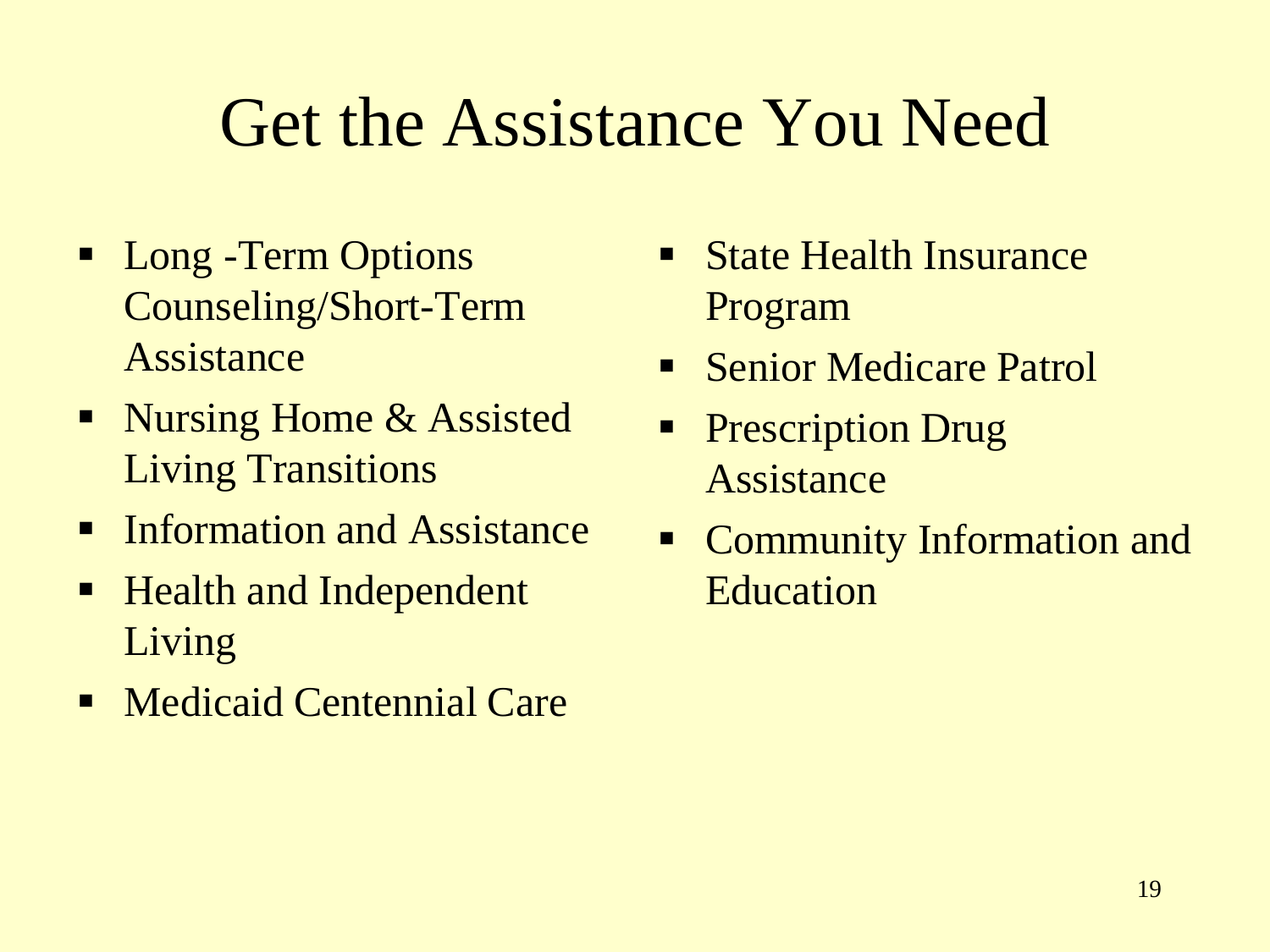# Get the Assistance You Need

- Long -Term Options Counseling/Short-Term Assistance
- Nursing Home & Assisted Living Transitions
- Information and Assistance
- Health and Independent Living
- Medicaid Centennial Care
- State Health Insurance Program
- Senior Medicare Patrol
- Prescription Drug Assistance
- Community Information and Education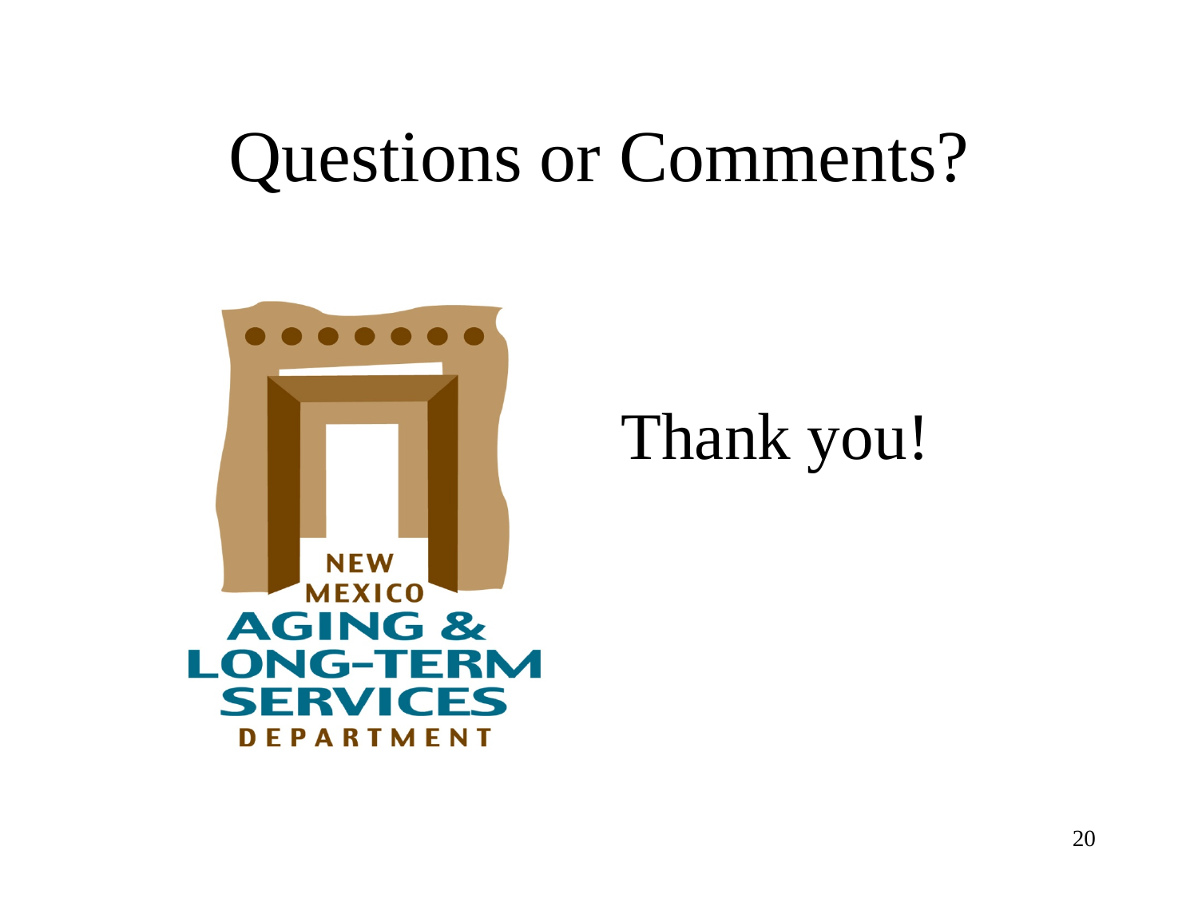# Questions or Comments?

NEW MEXICO
AGING &
LONG-TERM
SERVICES
DEPARTMENT

Thank you!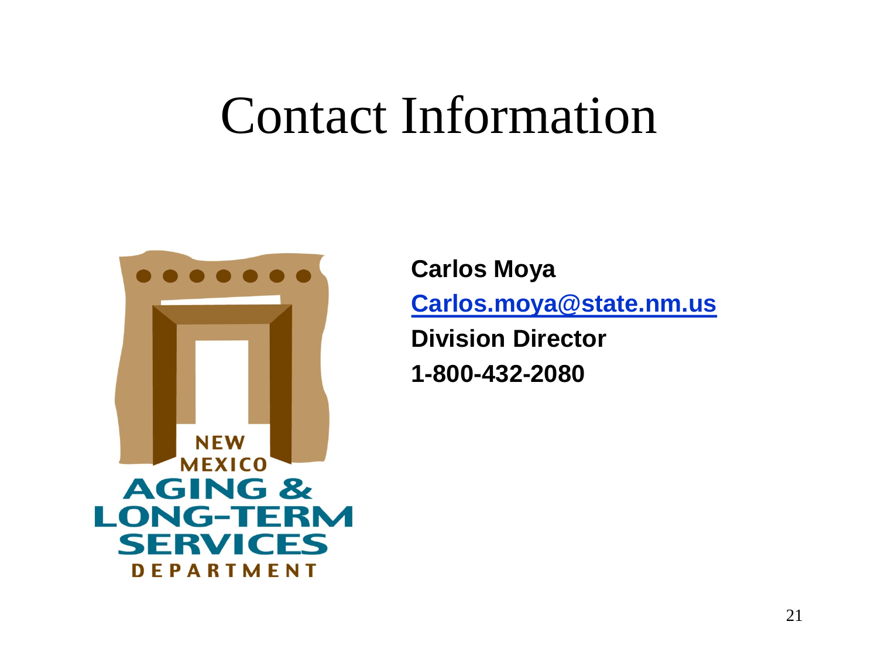# Contact Information

NEW MEXICO
AGING & LONG-TERM SERVICES
DEPARTMENT

**Carlos Moya**

**Carlos.moya@state.nm.us**

**Division Director**

**1-800-432-2080**